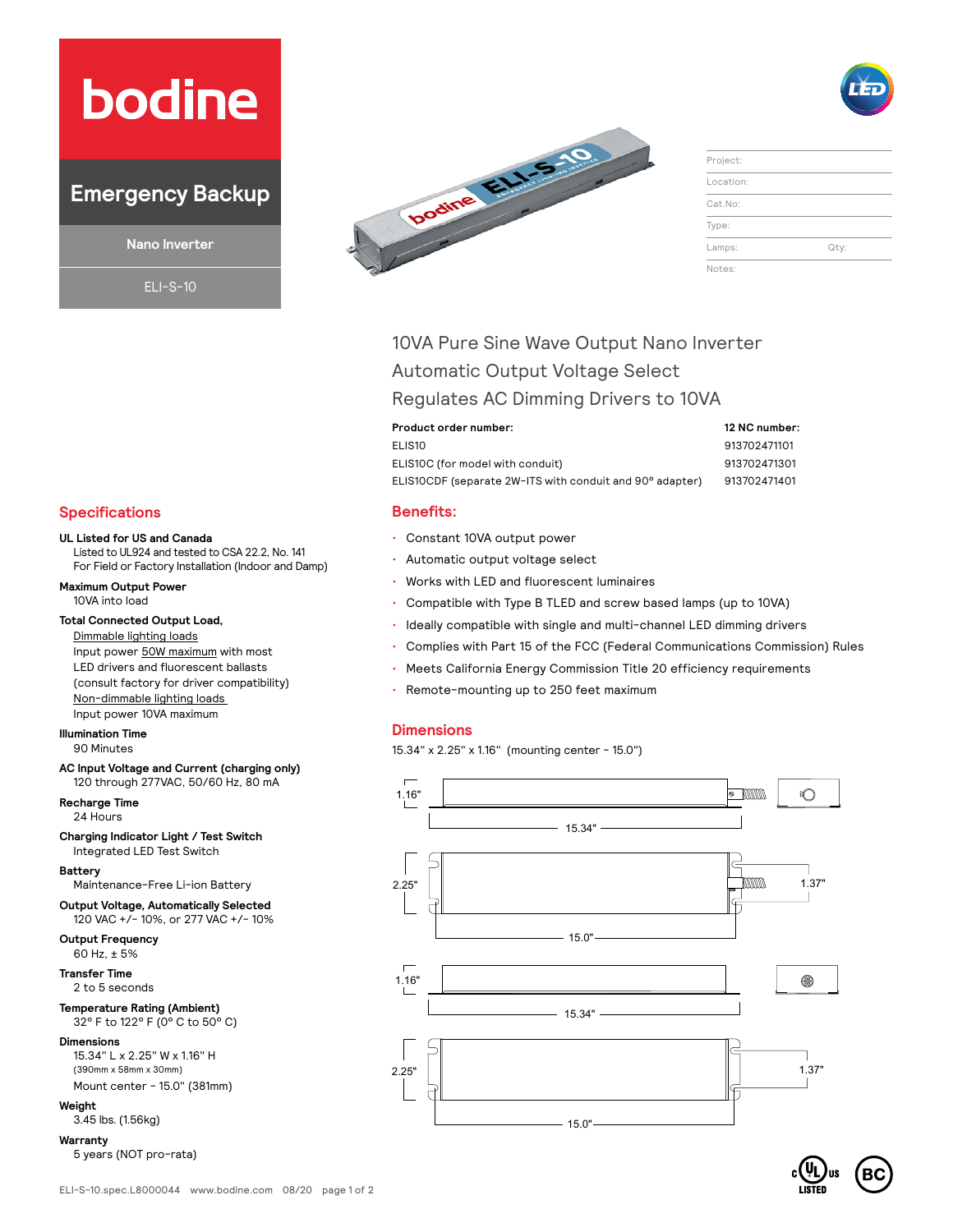# bodine

## Emergency Backup

### Nano Inverter

ELI-S-10

| | |
|---|---|
| Project: | |
| Location: | |
| Cat.No: | |
| Type: | |
| Lamps: | Qty: |
| Notes: | |

## 10VA Pure Sine Wave Output Nano Inverter
## Automatic Output Voltage Select
## Regulates AC Dimming Drivers to 10VA

| Product order number: | 12 NC number: |
|---|---|
| ELIS10 | 913702471101 |
| ELIS10C (for model with conduit) | 913702471301 |
| ELIS10CDF (separate 2W-ITS with conduit and 90° adapter) | 913702471401 |

## Specifications

**UL Listed for US and Canada**
Listed to UL924 and tested to CSA 22.2, No. 141
For Field or Factory Installation (Indoor and Damp)

**Maximum Output Power**
10VA into load

**Total Connected Output Load,**
Dimmable lighting loads
Input power 50W maximum with most LED drivers and fluorescent ballasts (consult factory for driver compatibility)
Non-dimmable lighting loads
Input power 10VA maximum

**Illumination Time**
90 Minutes

**AC Input Voltage and Current (charging only)**
120 through 277VAC, 50/60 Hz, 80 mA

**Recharge Time**
24 Hours

**Charging Indicator Light / Test Switch**
Integrated LED Test Switch

**Battery**
Maintenance-Free Li-ion Battery

**Output Voltage, Automatically Selected**
120 VAC +/- 10%, or 277 VAC +/- 10%

**Output Frequency**
60 Hz, ± 5%

**Transfer Time**
2 to 5 seconds

**Temperature Rating (Ambient)**
32° F to 122° F (0° C to 50° C)

**Dimensions**
15.34" L x 2.25" W x 1.16" H
(390mm x 58mm x 30mm)
Mount center - 15.0" (381mm)

**Weight**
3.45 lbs. (1.56kg)

**Warranty**
5 years (NOT pro-rata)

## Benefits:

- Constant 10VA output power
- Automatic output voltage select
- Works with LED and fluorescent luminaires
- Compatible with Type B TLED and screw based lamps (up to 10VA)
- Ideally compatible with single and multi-channel LED dimming drivers
- Complies with Part 15 of the FCC (Federal Communications Commission) Rules
- Meets California Energy Commission Title 20 efficiency requirements
- Remote-mounting up to 250 feet maximum

## Dimensions

15.34" x 2.25" x 1.16" (mounting center - 15.0")

1.16" | 15.34" | 2.25" | 1.37" | 15.0"

1.16" | 15.34" | 2.25" | 1.37" | 15.0"

ELI-S-10.spec.L8000044 www.bodine.com 08/20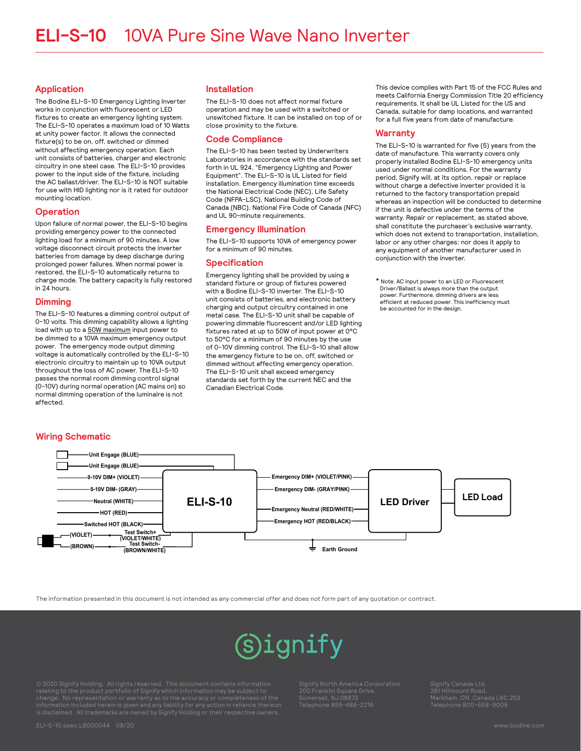# **ELI-S-10** 10VA Pure Sine Wave Nano Inverter

## Application

The Bodine ELI-S-10 Emergency Lighting Inverter works in conjunction with fluorescent or LED fixtures to create an emergency lighting system. The ELI-S-10 operates a maximum load of 10 Watts at unity power factor. It allows the connected fixture(s) to be on, off, switched or dimmed without affecting emergency operation. Each unit consists of batteries, charger and electronic circuitry in one steel case. The ELI-S-10 provides power to the input side of the fixture, including the AC ballast/driver. The ELI-S-10 is NOT suitable for use with HID lighting nor is it rated for outdoor mounting location.

## Operation

Upon failure of normal power, the ELI-S-10 begins providing emergency power to the connected lighting load for a minimum of 90 minutes. A low voltage disconnect circuit protects the inverter batteries from damage by deep discharge during prolonged power failures. When normal power is restored, the ELI-S-10 automatically returns to charge mode. The battery capacity is fully restored in 24 hours.

## Dimming

The ELI-S-10 features a dimming control output of 0-10 volts. This dimming capability allows a lighting load with up to a 50W maximum input power to be dimmed to a 10VA maximum emergency output power. The emergency mode output dimming voltage is automatically controlled by the ELI-S-10 electronic circuitry to maintain up to 10VA output throughout the loss of AC power. The ELI-S-10 passes the normal room dimming control signal (0-10V) during normal operation (AC mains on) so normal dimming operation of the luminaire is not affected.

## Installation

The ELI-S-10 does not affect normal fixture operation and may be used with a switched or unswitched fixture. It can be installed on top of or close proximity to the fixture.

## Code Compliance

The ELI-S-10 has been tested by Underwriters Laboratories in accordance with the standards set forth in UL 924, "Emergency Lighting and Power Equipment". The ELI-S-10 is UL Listed for field installation. Emergency illumination time exceeds the National Electrical Code (NEC), Life Safety Code (NFPA-LSC), National Building Code of Canada (NBC), National Fire Code of Canada (NFC) and UL 90-minute requirements.

## Emergency Illumination

The ELI-S-10 supports 10VA of emergency power for a minimum of 90 minutes.

## Specification

Emergency lighting shall be provided by using a standard fixture or group of fixtures powered with a Bodine ELI-S-10 inverter. The ELI-S-10 unit consists of batteries, and electronic battery charging and output circuitry contained in one metal case. The ELI-S-10 unit shall be capable of powering dimmable fluorescent and/or LED lighting fixtures rated at up to 50W of input power at 0°C to 50°C for a minimum of 90 minutes by the use of 0-10V dimming control. The ELI-S-10 shall allow the emergency fixture to be on, off, switched or dimmed without affecting emergency operation. The ELI-S-10 unit shall exceed emergency standards set forth by the current NEC and the Canadian Electrical Code.

This device complies with Part 15 of the FCC Rules and meets California Energy Commission Title 20 efficiency requirements. It shall be UL Listed for the US and Canada, suitable for damp locations, and warranted for a full five years from date of manufacture.

## Warranty

The ELI-S-10 is warranted for five (5) years from the date of manufacture. This warranty covers only properly installed Bodine ELI-S-10 emergency units used under normal conditions. For the warranty period, Signify will, at its option, repair or replace without charge a defective inverter provided it is returned to the factory transportation prepaid whereas an inspection will be conducted to determine if the unit is defective under the terms of the warranty. Repair or replacement, as stated above, shall constitute the purchaser's exclusive warranty, which does not extend to transportation, installation, labor or any other charges; nor does it apply to any equipment of another manufacturer used in conjunction with the inverter.

* Note. AC input power to an LED or Fluorescent Driver/Ballast is always more than the output power. Furthermore, dimming drivers are less efficient at reduced power. This inefficiency must be accounted for in the design.

## Wiring Schematic

Unit Engage (BLUE)
Unit Engage (BLUE)
0-10V DIM+ (VIOLET)
0-10V DIM- (GRAY)
Neutral (WHITE)
HOT (RED)
Switched HOT (BLACK)
(VIOLET) Test Switch+ (VIOLET/WHITE)
(BROWN) Test Switch- (BROWN/WHITE)
ELI-S-10
Emergency DIM+ (VIOLET/PINK)
Emergency DIM- (GRAY/PINK)
Emergency Neutral (RED/WHITE)
Emergency HOT (RED/BLACK)
LED Driver
LED Load
Earth Ground

The information presented in this document is not intended as any commercial offer and does not form part of any quotation or contract.

signify

© 2020 Signify Holding. All rights reserved. This document contains information relating to the product portfolio of Signify which information may be subject to change. No representation or warranty as to the accuracy or completeness of the information included herein is given and any liability for any action in reliance thereon is disclaimed. All trademarks are owned by Signify Holding or their respective owners.

Signify North America Corporation
200 Franklin Square Drive,
Somerset, NJ 08873
Telephone 855-486-2216

Signify Canada Ltd.
281 Hillmount Road,
Markham, ON, Canada L6C 2S3
Telephone 800-668-9008

ELI-S-10.spec.L8000044 08/20

www.bodine.com